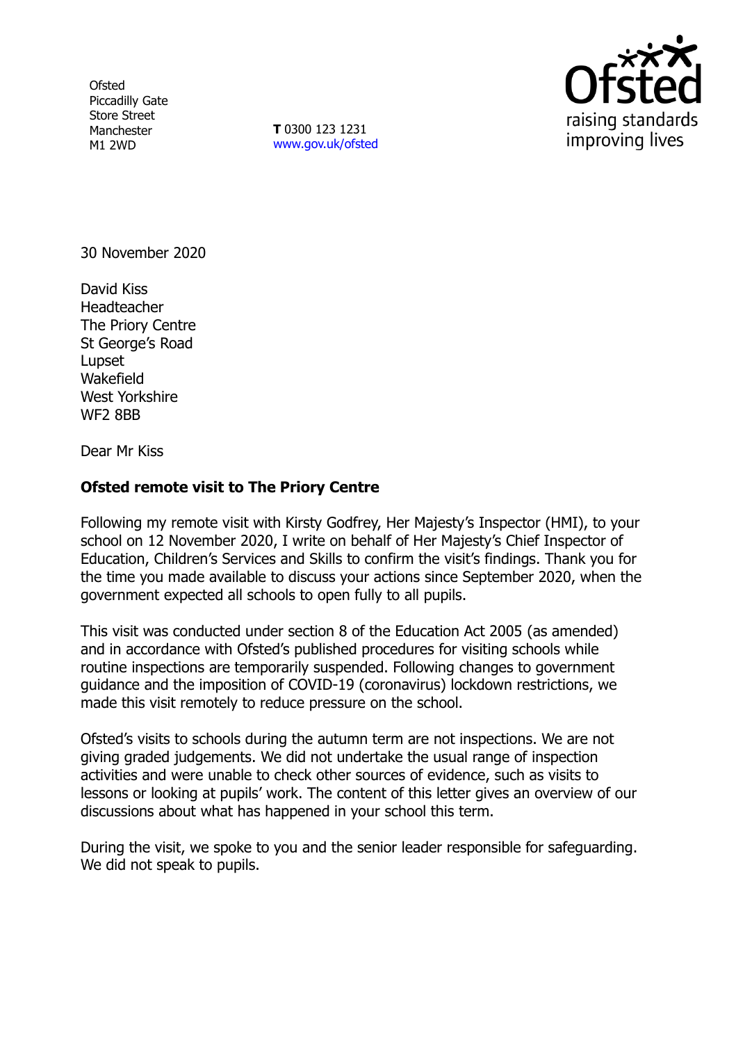Ofsted
Piccadilly Gate
Store Street
Manchester
M1 2WD

**T** 0300 123 1231
www.gov.uk/ofsted

30 November 2020

David Kiss
Headteacher
The Priory Centre
St George's Road
Lupset
Wakefield
West Yorkshire
WF2 8BB

Dear Mr Kiss

**Ofsted remote visit to The Priory Centre**

Following my remote visit with Kirsty Godfrey, Her Majesty's Inspector (HMI), to your school on 12 November 2020, I write on behalf of Her Majesty's Chief Inspector of Education, Children's Services and Skills to confirm the visit's findings. Thank you for the time you made available to discuss your actions since September 2020, when the government expected all schools to open fully to all pupils.

This visit was conducted under section 8 of the Education Act 2005 (as amended) and in accordance with Ofsted's published procedures for visiting schools while routine inspections are temporarily suspended. Following changes to government guidance and the imposition of COVID-19 (coronavirus) lockdown restrictions, we made this visit remotely to reduce pressure on the school.

Ofsted's visits to schools during the autumn term are not inspections. We are not giving graded judgements. We did not undertake the usual range of inspection activities and were unable to check other sources of evidence, such as visits to lessons or looking at pupils' work. The content of this letter gives an overview of our discussions about what has happened in your school this term.

During the visit, we spoke to you and the senior leader responsible for safeguarding. We did not speak to pupils.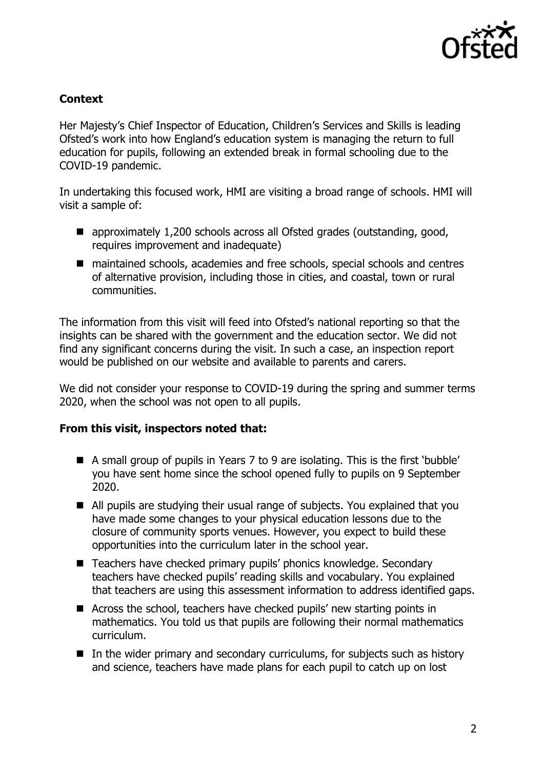**Context**

Her Majesty's Chief Inspector of Education, Children's Services and Skills is leading Ofsted's work into how England's education system is managing the return to full education for pupils, following an extended break in formal schooling due to the COVID-19 pandemic.

In undertaking this focused work, HMI are visiting a broad range of schools. HMI will visit a sample of:

- approximately 1,200 schools across all Ofsted grades (outstanding, good, requires improvement and inadequate)
- maintained schools, academies and free schools, special schools and centres of alternative provision, including those in cities, and coastal, town or rural communities.

The information from this visit will feed into Ofsted's national reporting so that the insights can be shared with the government and the education sector. We did not find any significant concerns during the visit. In such a case, an inspection report would be published on our website and available to parents and carers.

We did not consider your response to COVID-19 during the spring and summer terms 2020, when the school was not open to all pupils.

**From this visit, inspectors noted that:**

- A small group of pupils in Years 7 to 9 are isolating. This is the first 'bubble' you have sent home since the school opened fully to pupils on 9 September 2020.
- All pupils are studying their usual range of subjects. You explained that you have made some changes to your physical education lessons due to the closure of community sports venues. However, you expect to build these opportunities into the curriculum later in the school year.
- Teachers have checked primary pupils' phonics knowledge. Secondary teachers have checked pupils' reading skills and vocabulary. You explained that teachers are using this assessment information to address identified gaps.
- Across the school, teachers have checked pupils' new starting points in mathematics. You told us that pupils are following their normal mathematics curriculum.
- In the wider primary and secondary curriculums, for subjects such as history and science, teachers have made plans for each pupil to catch up on lost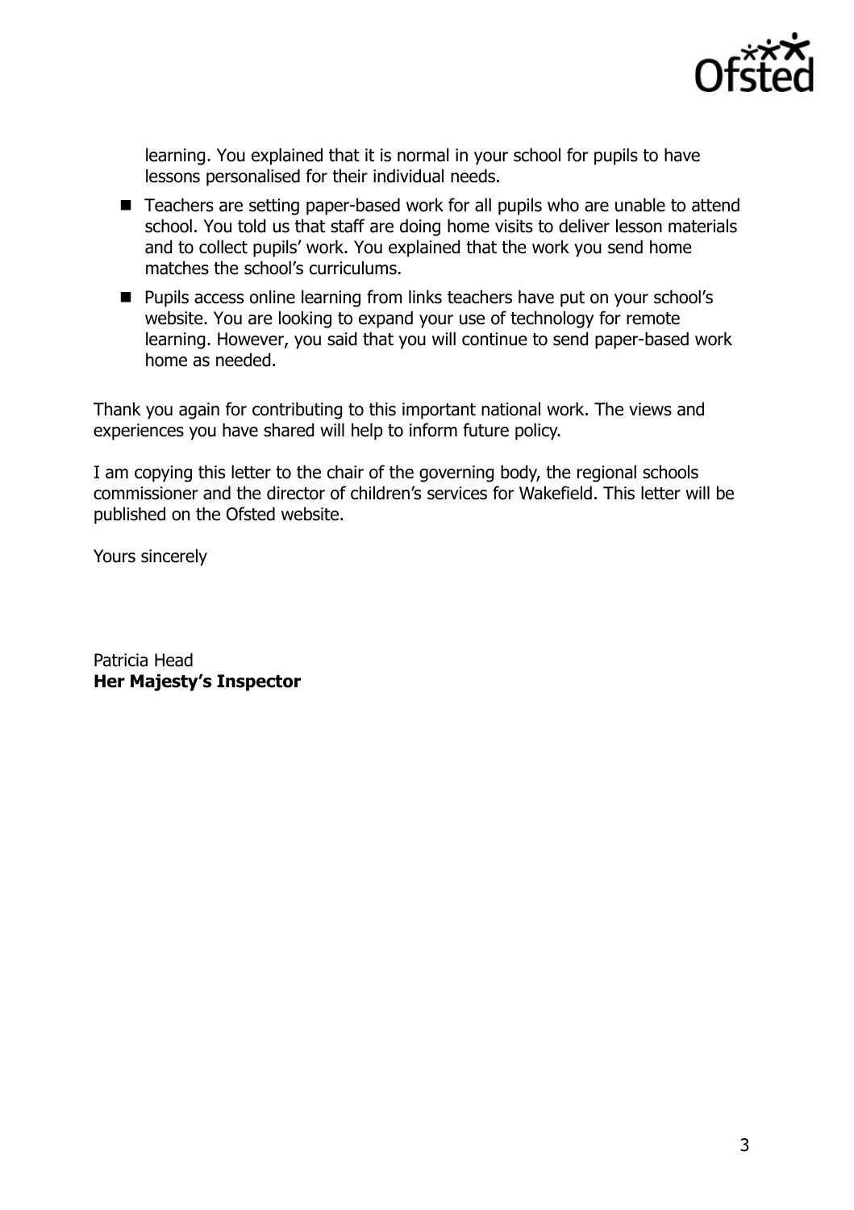learning. You explained that it is normal in your school for pupils to have lessons personalised for their individual needs.

- Teachers are setting paper-based work for all pupils who are unable to attend school. You told us that staff are doing home visits to deliver lesson materials and to collect pupils' work. You explained that the work you send home matches the school's curriculums.
- Pupils access online learning from links teachers have put on your school's website. You are looking to expand your use of technology for remote learning. However, you said that you will continue to send paper-based work home as needed.

Thank you again for contributing to this important national work. The views and experiences you have shared will help to inform future policy.

I am copying this letter to the chair of the governing body, the regional schools commissioner and the director of children's services for Wakefield. This letter will be published on the Ofsted website.

Yours sincerely

Patricia Head
**Her Majesty's Inspector**